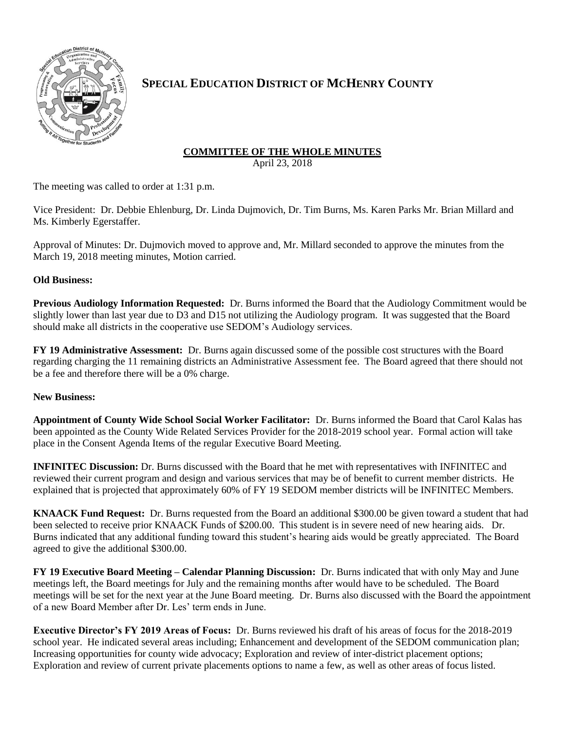# SPECIAL EDUCATION DISTRICT OF MCHENRY COUNTY

## COMMITTEE OF THE WHOLE MINUTES

April 23, 2018

The meeting was called to order at 1:31 p.m.

Vice President: Dr. Debbie Ehlenburg, Dr. Linda Dujmovich, Dr. Tim Burns, Ms. Karen Parks Mr. Brian Millard and Ms. Kimberly Egerstaffer.

Approval of Minutes: Dr. Dujmovich moved to approve and, Mr. Millard seconded to approve the minutes from the March 19, 2018 meeting minutes, Motion carried.

**Old Business:**

**Previous Audiology Information Requested:** Dr. Burns informed the Board that the Audiology Commitment would be slightly lower than last year due to D3 and D15 not utilizing the Audiology program. It was suggested that the Board should make all districts in the cooperative use SEDOM's Audiology services.

**FY 19 Administrative Assessment:** Dr. Burns again discussed some of the possible cost structures with the Board regarding charging the 11 remaining districts an Administrative Assessment fee. The Board agreed that there should not be a fee and therefore there will be a 0% charge.

**New Business:**

**Appointment of County Wide School Social Worker Facilitator:** Dr. Burns informed the Board that Carol Kalas has been appointed as the County Wide Related Services Provider for the 2018-2019 school year. Formal action will take place in the Consent Agenda Items of the regular Executive Board Meeting.

**INFINITEC Discussion:** Dr. Burns discussed with the Board that he met with representatives with INFINITEC and reviewed their current program and design and various services that may be of benefit to current member districts. He explained that is projected that approximately 60% of FY 19 SEDOM member districts will be INFINITEC Members.

**KNAACK Fund Request:** Dr. Burns requested from the Board an additional $300.00 be given toward a student that had been selected to receive prior KNAACK Funds of $200.00. This student is in severe need of new hearing aids. Dr. Burns indicated that any additional funding toward this student's hearing aids would be greatly appreciated. The Board agreed to give the additional $300.00.

**FY 19 Executive Board Meeting – Calendar Planning Discussion:** Dr. Burns indicated that with only May and June meetings left, the Board meetings for July and the remaining months after would have to be scheduled. The Board meetings will be set for the next year at the June Board meeting. Dr. Burns also discussed with the Board the appointment of a new Board Member after Dr. Les' term ends in June.

**Executive Director's FY 2019 Areas of Focus:** Dr. Burns reviewed his draft of his areas of focus for the 2018-2019 school year. He indicated several areas including; Enhancement and development of the SEDOM communication plan; Increasing opportunities for county wide advocacy; Exploration and review of inter-district placement options; Exploration and review of current private placements options to name a few, as well as other areas of focus listed.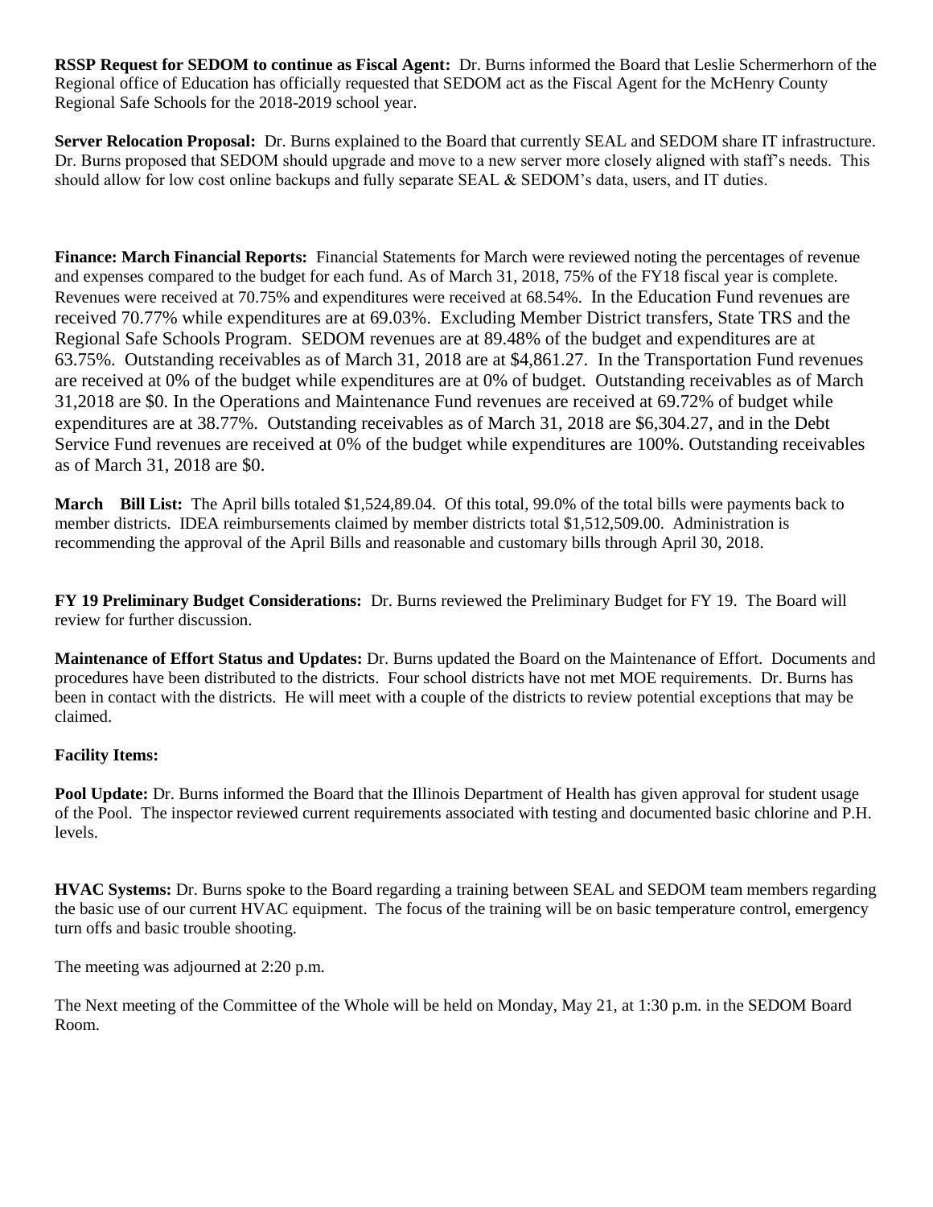**RSSP Request for SEDOM to continue as Fiscal Agent:** Dr. Burns informed the Board that Leslie Schermerhorn of the Regional office of Education has officially requested that SEDOM act as the Fiscal Agent for the McHenry County Regional Safe Schools for the 2018-2019 school year.

**Server Relocation Proposal:** Dr. Burns explained to the Board that currently SEAL and SEDOM share IT infrastructure. Dr. Burns proposed that SEDOM should upgrade and move to a new server more closely aligned with staff's needs. This should allow for low cost online backups and fully separate SEAL & SEDOM's data, users, and IT duties.

**Finance: March Financial Reports:** Financial Statements for March were reviewed noting the percentages of revenue and expenses compared to the budget for each fund. As of March 31, 2018, 75% of the FY18 fiscal year is complete. Revenues were received at 70.75% and expenditures were received at 68.54%. In the Education Fund revenues are received 70.77% while expenditures are at 69.03%. Excluding Member District transfers, State TRS and the Regional Safe Schools Program. SEDOM revenues are at 89.48% of the budget and expenditures are at 63.75%. Outstanding receivables as of March 31, 2018 are at $4,861.27. In the Transportation Fund revenues are received at 0% of the budget while expenditures are at 0% of budget. Outstanding receivables as of March 31,2018 are $0. In the Operations and Maintenance Fund revenues are received at 69.72% of budget while expenditures are at 38.77%. Outstanding receivables as of March 31, 2018 are $6,304.27, and in the Debt Service Fund revenues are received at 0% of the budget while expenditures are 100%. Outstanding receivables as of March 31, 2018 are $0.

**March Bill List:** The April bills totaled $1,524,89.04. Of this total, 99.0% of the total bills were payments back to member districts. IDEA reimbursements claimed by member districts total $1,512,509.00. Administration is recommending the approval of the April Bills and reasonable and customary bills through April 30, 2018.

**FY 19 Preliminary Budget Considerations:** Dr. Burns reviewed the Preliminary Budget for FY 19. The Board will review for further discussion.

**Maintenance of Effort Status and Updates:** Dr. Burns updated the Board on the Maintenance of Effort. Documents and procedures have been distributed to the districts. Four school districts have not met MOE requirements. Dr. Burns has been in contact with the districts. He will meet with a couple of the districts to review potential exceptions that may be claimed.

**Facility Items:**

**Pool Update:** Dr. Burns informed the Board that the Illinois Department of Health has given approval for student usage of the Pool. The inspector reviewed current requirements associated with testing and documented basic chlorine and P.H. levels.

**HVAC Systems:** Dr. Burns spoke to the Board regarding a training between SEAL and SEDOM team members regarding the basic use of our current HVAC equipment. The focus of the training will be on basic temperature control, emergency turn offs and basic trouble shooting.

The meeting was adjourned at 2:20 p.m.

The Next meeting of the Committee of the Whole will be held on Monday, May 21, at 1:30 p.m. in the SEDOM Board Room.